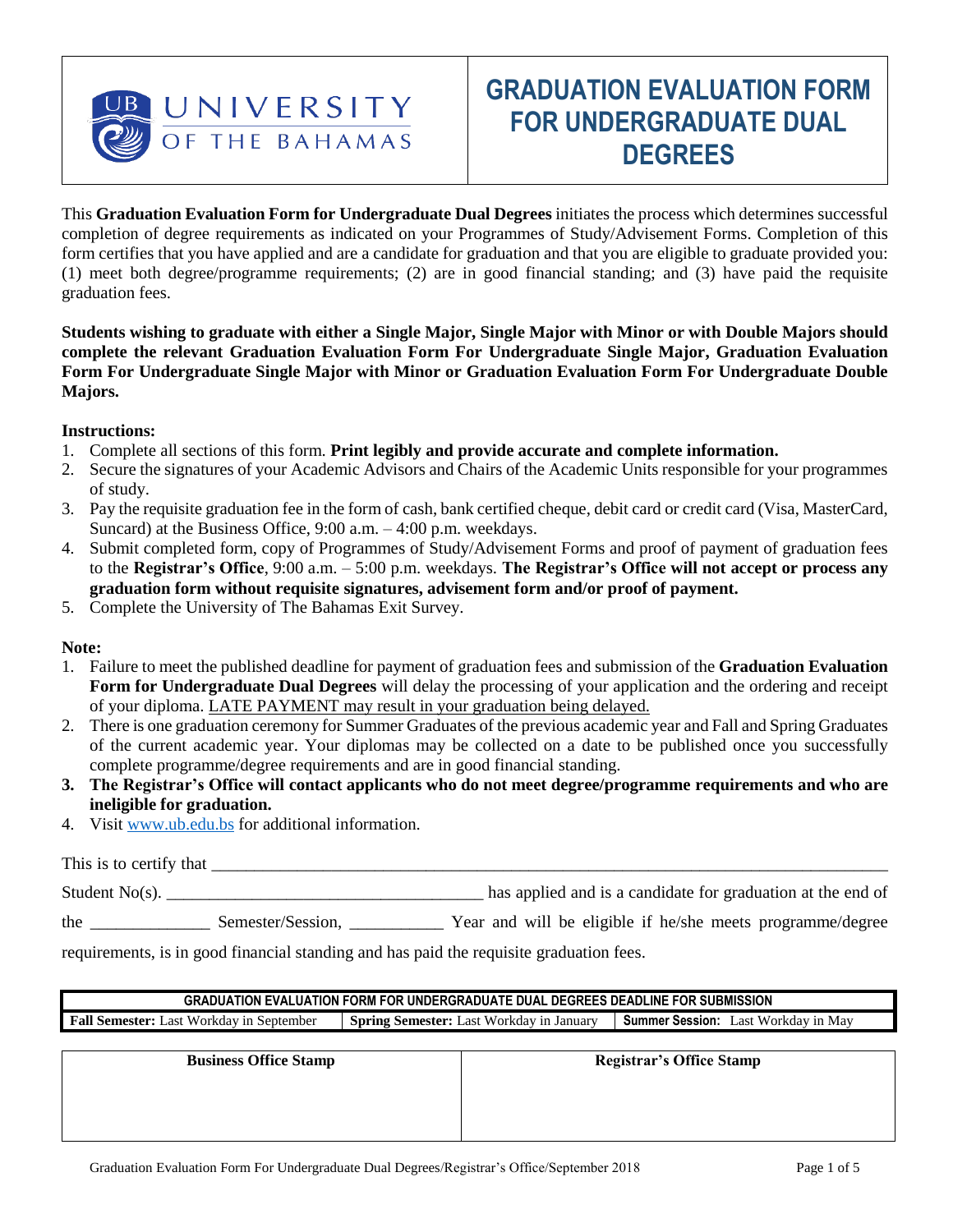UNIVERSITY OF THE BAHAMAS

# GRADUATION EVALUATION FORM FOR UNDERGRADUATE DUAL DEGREES

This **Graduation Evaluation Form for Undergraduate Dual Degrees** initiates the process which determines successful completion of degree requirements as indicated on your Programmes of Study/Advisement Forms. Completion of this form certifies that you have applied and are a candidate for graduation and that you are eligible to graduate provided you: (1) meet both degree/programme requirements; (2) are in good financial standing; and (3) have paid the requisite graduation fees.

**Students wishing to graduate with either a Single Major, Single Major with Minor or with Double Majors should complete the relevant Graduation Evaluation Form For Undergraduate Single Major, Graduation Evaluation Form For Undergraduate Single Major with Minor or Graduation Evaluation Form For Undergraduate Double Majors.**

**Instructions:**

1. Complete all sections of this form. **Print legibly and provide accurate and complete information.**
2. Secure the signatures of your Academic Advisors and Chairs of the Academic Units responsible for your programmes of study.
3. Pay the requisite graduation fee in the form of cash, bank certified cheque, debit card or credit card (Visa, MasterCard, Suncard) at the Business Office, 9:00 a.m. – 4:00 p.m. weekdays.
4. Submit completed form, copy of Programmes of Study/Advisement Forms and proof of payment of graduation fees to the **Registrar's Office**, 9:00 a.m. – 5:00 p.m. weekdays. **The Registrar's Office will not accept or process any graduation form without requisite signatures, advisement form and/or proof of payment.**
5. Complete the University of The Bahamas Exit Survey.

**Note:**

1. Failure to meet the published deadline for payment of graduation fees and submission of the **Graduation Evaluation Form for Undergraduate Dual Degrees** will delay the processing of your application and the ordering and receipt of your diploma. LATE PAYMENT may result in your graduation being delayed.
2. There is one graduation ceremony for Summer Graduates of the previous academic year and Fall and Spring Graduates of the current academic year. Your diplomas may be collected on a date to be published once you successfully complete programme/degree requirements and are in good financial standing.
3. **The Registrar's Office will contact applicants who do not meet degree/programme requirements and who are ineligible for graduation.**
4. Visit www.ub.edu.bs for additional information.

This is to certify that ______________________________________________________________________

Student No(s). ___________________________________ has applied and is a candidate for graduation at the end of the _____________ Semester/Session, __________ Year and will be eligible if he/she meets programme/degree requirements, is in good financial standing and has paid the requisite graduation fees.

| GRADUATION EVALUATION FORM FOR UNDERGRADUATE DUAL DEGREES DEADLINE FOR SUBMISSION | | |
|---|---|---|
| **Fall Semester:** Last Workday in September | **Spring Semester:** Last Workday in January | **Summer Session:** Last Workday in May |

| Business Office Stamp | Registrar's Office Stamp |
|---|---|
| | |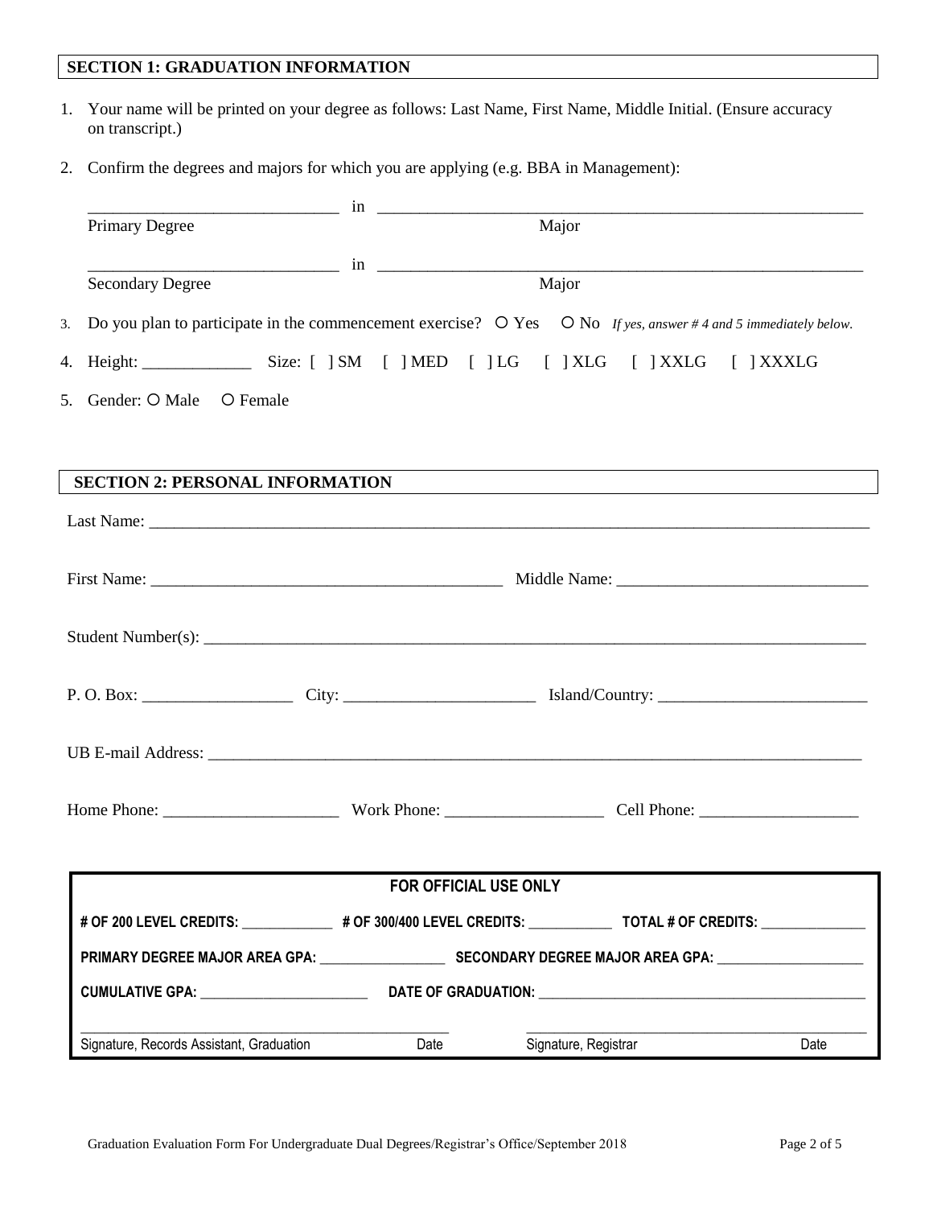## SECTION 1: GRADUATION INFORMATION

1. Your name will be printed on your degree as follows: Last Name, First Name, Middle Initial. (Ensure accuracy on transcript.)
2. Confirm the degrees and majors for which you are applying (e.g. BBA in Management):

   ______________________________ in ____________________________________________________________
   Primary Degree                                                    Major

   ______________________________ in ____________________________________________________________
   Secondary Degree                                                  Major

3. Do you plan to participate in the commencement exercise? ○ Yes ○ No *If yes, answer # 4 and 5 immediately below.*
4. Height: _____________ Size: [ ] SM [ ] MED [ ] LG [ ] XLG [ ] XXLG [ ] XXXLG
5. Gender: ○ Male ○ Female

## SECTION 2: PERSONAL INFORMATION

Last Name: ______________________________________________________________________________________

First Name: ___________________________________________ Middle Name: ______________________________

Student Number(s): _______________________________________________________________________________

P. O. Box: __________________ City: _______________________ Island/Country: _________________________

UB E-mail Address: _______________________________________________________________________________

Home Phone: _____________________ Work Phone: ___________________ Cell Phone: ___________________

| FOR OFFICIAL USE ONLY | | | |
|---|---|---|---|
| # OF 200 LEVEL CREDITS: _____________ | # OF 300/400 LEVEL CREDITS: ___________ | TOTAL # OF CREDITS: ______________ | |
| PRIMARY DEGREE MAJOR AREA GPA: _________________ | SECONDARY DEGREE MAJOR AREA GPA: ____________________ | | |
| CUMULATIVE GPA: _______________________ | DATE OF GRADUATION: ____________________________________________ | | |
| Signature, Records Assistant, Graduation | Date | Signature, Registrar | Date |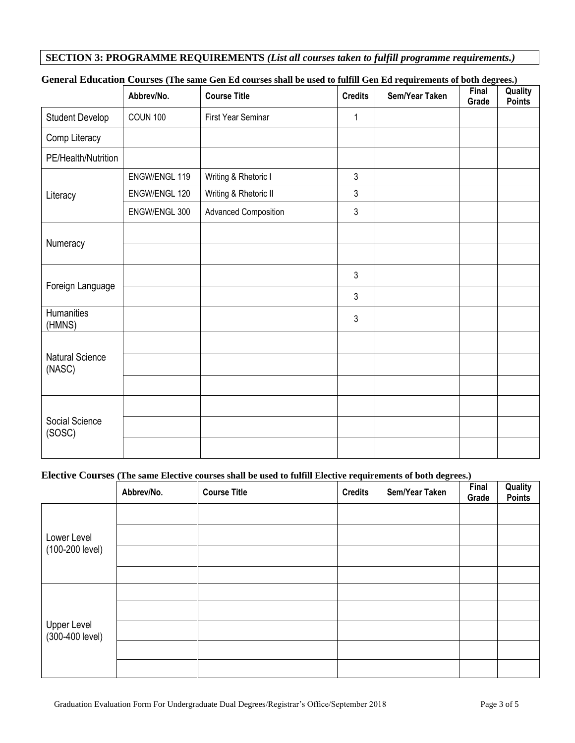## SECTION 3: PROGRAMME REQUIREMENTS *(List all courses taken to fulfill programme requirements.)*

**General Education Courses (The same Gen Ed courses shall be used to fulfill Gen Ed requirements of both degrees.)**

| | Abbrev/No. | Course Title | Credits | Sem/Year Taken | Final Grade | Quality Points |
|---|---|---|---|---|---|---|
| Student Develop | COUN 100 | First Year Seminar | 1 | | | |
| Comp Literacy | | | | | | |
| PE/Health/Nutrition | | | | | | |
| Literacy | ENGW/ENGL 119 | Writing & Rhetoric I | 3 | | | |
| | ENGW/ENGL 120 | Writing & Rhetoric II | 3 | | | |
| | ENGW/ENGL 300 | Advanced Composition | 3 | | | |
| Numeracy | | | | | | |
| | | | | | | |
| Foreign Language | | | 3 | | | |
| | | | 3 | | | |
| Humanities (HMNS) | | | 3 | | | |
| Natural Science (NASC) | | | | | | |
| | | | | | | |
| | | | | | | |
| Social Science (SOSC) | | | | | | |
| | | | | | | |
| | | | | | | |

**Elective Courses (The same Elective courses shall be used to fulfill Elective requirements of both degrees.)**

| | Abbrev/No. | Course Title | Credits | Sem/Year Taken | Final Grade | Quality Points |
|---|---|---|---|---|---|---|
| Lower Level (100-200 level) | | | | | | |
| | | | | | | |
| | | | | | | |
| | | | | | | |
| Upper Level (300-400 level) | | | | | | |
| | | | | | | |
| | | | | | | |
| | | | | | | |
| | | | | | | |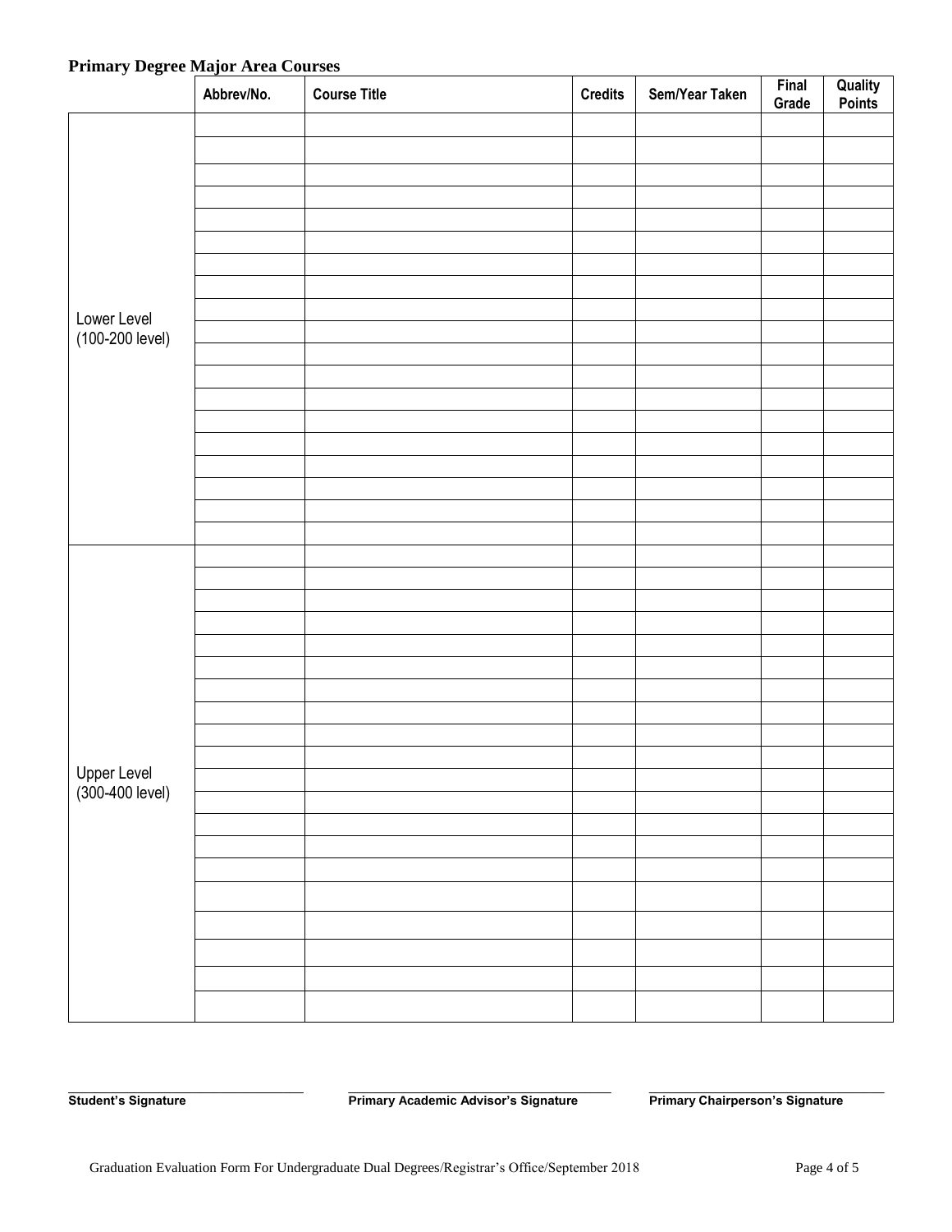## Primary Degree Major Area Courses

| | Abbrev/No. | Course Title | Credits | Sem/Year Taken | Final Grade | Quality Points |
|---|---|---|---|---|---|---|
| Lower Level (100-200 level) | | | | | | |
| | | | | | | |
| | | | | | | |
| | | | | | | |
| | | | | | | |
| | | | | | | |
| | | | | | | |
| | | | | | | |
| | | | | | | |
| | | | | | | |
| | | | | | | |
| | | | | | | |
| | | | | | | |
| | | | | | | |
| | | | | | | |
| | | | | | | |
| | | | | | | |
| | | | | | | |
| | | | | | | |
| Upper Level (300-400 level) | | | | | | |
| | | | | | | |
| | | | | | | |
| | | | | | | |
| | | | | | | |
| | | | | | | |
| | | | | | | |
| | | | | | | |
| | | | | | | |
| | | | | | | |
| | | | | | | |
| | | | | | | |
| | | | | | | |
| | | | | | | |
| | | | | | | |
| | | | | | | |
| | | | | | | |
| | | | | | | |
| | | | | | | |
| | | | | | | |

_____________________________ **Student's Signature**

_____________________________ **Primary Academic Advisor's Signature**

_____________________________ **Primary Chairperson's Signature**

Graduation Evaluation Form For Undergraduate Dual Degrees/Registrar's Office/September 2018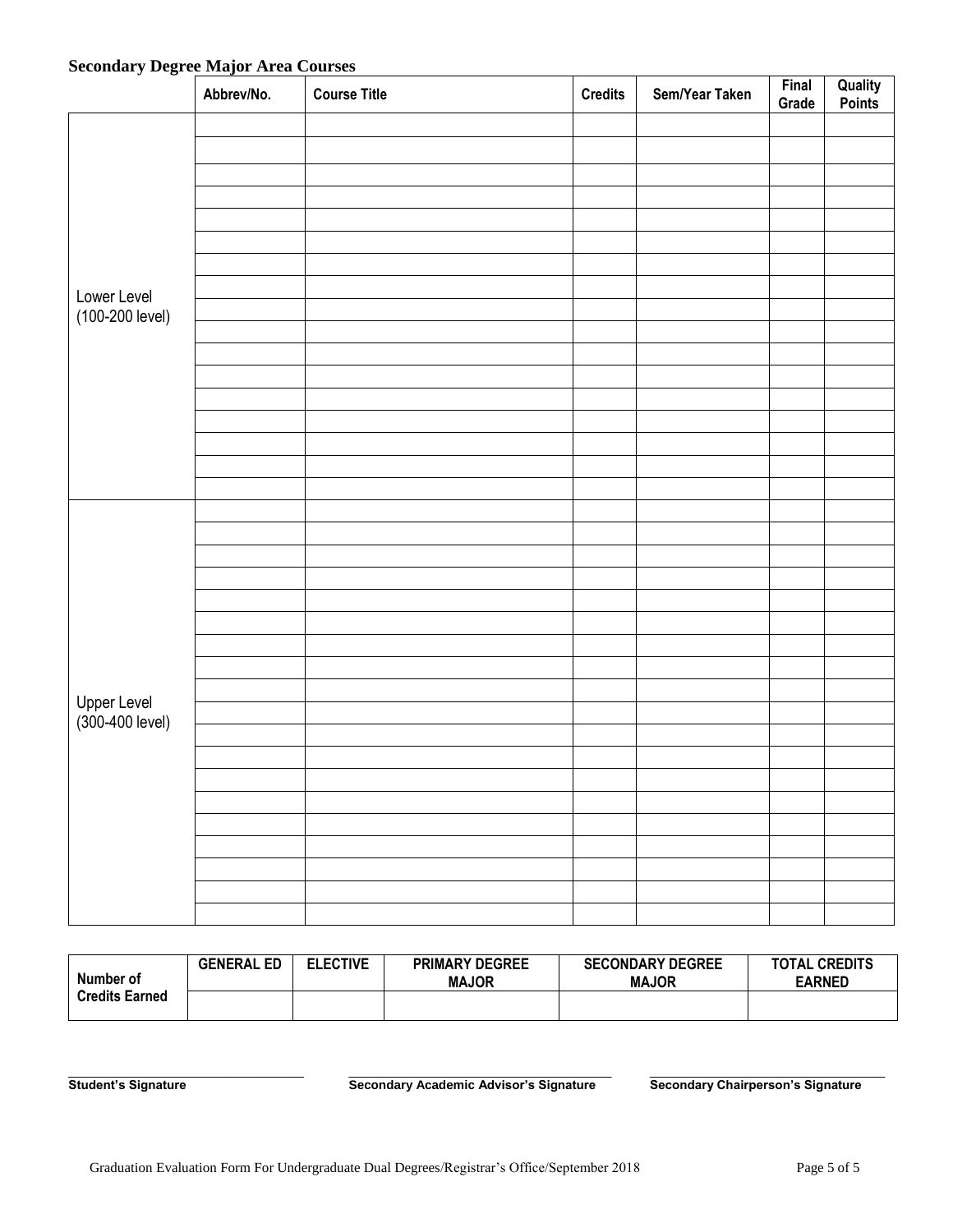**Secondary Degree Major Area Courses**

| | Abbrev/No. | Course Title | Credits | Sem/Year Taken | Final Grade | Quality Points |
|---|---|---|---|---|---|---|
| Lower Level (100-200 level) | | | | | | |
| | | | | | | |
| | | | | | | |
| | | | | | | |
| | | | | | | |
| | | | | | | |
| | | | | | | |
| | | | | | | |
| | | | | | | |
| | | | | | | |
| | | | | | | |
| | | | | | | |
| | | | | | | |
| | | | | | | |
| | | | | | | |
| | | | | | | |
| | | | | | | |
| Upper Level (300-400 level) | | | | | | |
| | | | | | | |
| | | | | | | |
| | | | | | | |
| | | | | | | |
| | | | | | | |
| | | | | | | |
| | | | | | | |
| | | | | | | |
| | | | | | | |
| | | | | | | |
| | | | | | | |
| | | | | | | |
| | | | | | | |
| | | | | | | |
| | | | | | | |
| | | | | | | |
| | | | | | | |
| | | | | | | |

| Number of Credits Earned | GENERAL ED | ELECTIVE | PRIMARY DEGREE MAJOR | SECONDARY DEGREE MAJOR | TOTAL CREDITS EARNED |
|---|---|---|---|---|---|
| | | | | | |

**Student's Signature** | **Secondary Academic Advisor's Signature** | **Secondary Chairperson's Signature**

Graduation Evaluation Form For Undergraduate Dual Degrees/Registrar's Office/September 2018